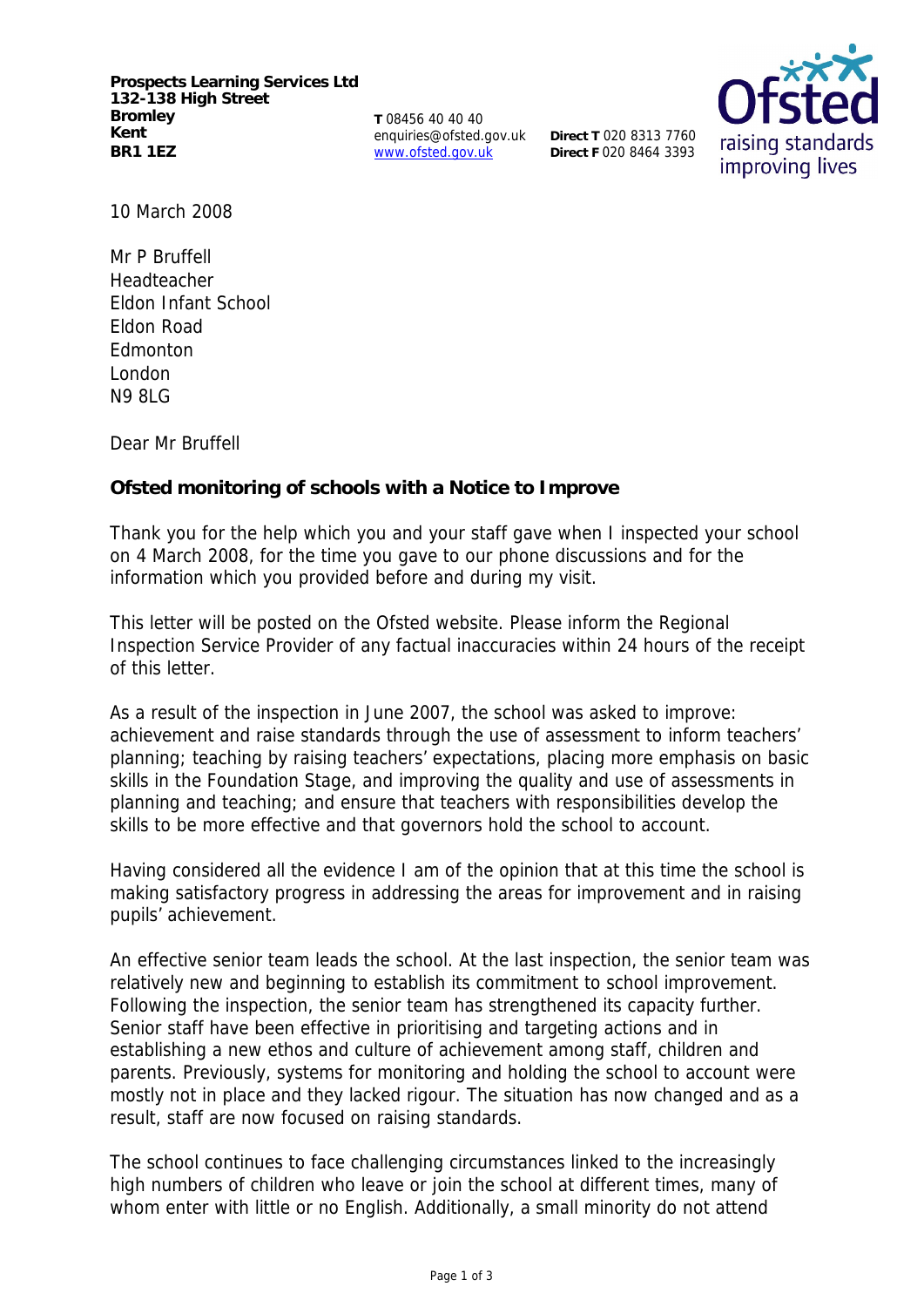**Prospects Learning Services Ltd**
**132-138 High Street**
**Bromley**
**Kent**
**BR1 1EZ**

**T** 08456 40 40 40
enquiries@ofsted.gov.uk
www.ofsted.gov.uk

**Direct T** 020 8313 7760
**Direct F** 020 8464 3393

Ofsted
raising standards
improving lives

10 March 2008

Mr P Bruffell
Headteacher
Eldon Infant School
Eldon Road
Edmonton
London
N9 8LG

Dear Mr Bruffell

**Ofsted monitoring of schools with a Notice to Improve**

Thank you for the help which you and your staff gave when I inspected your school on 4 March 2008, for the time you gave to our phone discussions and for the information which you provided before and during my visit.

This letter will be posted on the Ofsted website. Please inform the Regional Inspection Service Provider of any factual inaccuracies within 24 hours of the receipt of this letter.

As a result of the inspection in June 2007, the school was asked to improve: achievement and raise standards through the use of assessment to inform teachers' planning; teaching by raising teachers' expectations, placing more emphasis on basic skills in the Foundation Stage, and improving the quality and use of assessments in planning and teaching; and ensure that teachers with responsibilities develop the skills to be more effective and that governors hold the school to account.

Having considered all the evidence I am of the opinion that at this time the school is making satisfactory progress in addressing the areas for improvement and in raising pupils' achievement.

An effective senior team leads the school. At the last inspection, the senior team was relatively new and beginning to establish its commitment to school improvement. Following the inspection, the senior team has strengthened its capacity further. Senior staff have been effective in prioritising and targeting actions and in establishing a new ethos and culture of achievement among staff, children and parents. Previously, systems for monitoring and holding the school to account were mostly not in place and they lacked rigour. The situation has now changed and as a result, staff are now focused on raising standards.

The school continues to face challenging circumstances linked to the increasingly high numbers of children who leave or join the school at different times, many of whom enter with little or no English. Additionally, a small minority do not attend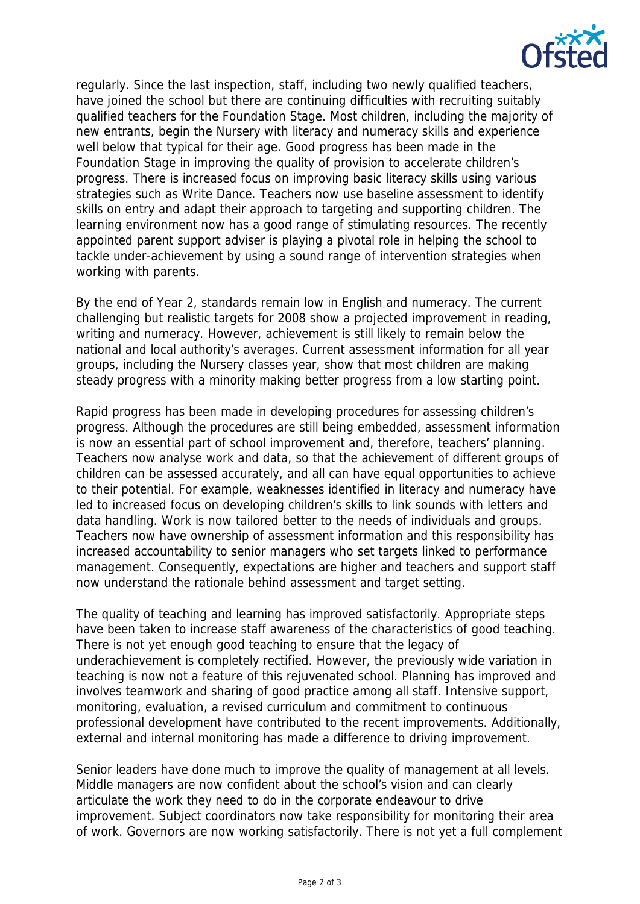regularly. Since the last inspection, staff, including two newly qualified teachers, have joined the school but there are continuing difficulties with recruiting suitably qualified teachers for the Foundation Stage. Most children, including the majority of new entrants, begin the Nursery with literacy and numeracy skills and experience well below that typical for their age. Good progress has been made in the Foundation Stage in improving the quality of provision to accelerate children's progress. There is increased focus on improving basic literacy skills using various strategies such as Write Dance. Teachers now use baseline assessment to identify skills on entry and adapt their approach to targeting and supporting children. The learning environment now has a good range of stimulating resources. The recently appointed parent support adviser is playing a pivotal role in helping the school to tackle under-achievement by using a sound range of intervention strategies when working with parents.

By the end of Year 2, standards remain low in English and numeracy. The current challenging but realistic targets for 2008 show a projected improvement in reading, writing and numeracy. However, achievement is still likely to remain below the national and local authority's averages. Current assessment information for all year groups, including the Nursery classes year, show that most children are making steady progress with a minority making better progress from a low starting point.

Rapid progress has been made in developing procedures for assessing children's progress. Although the procedures are still being embedded, assessment information is now an essential part of school improvement and, therefore, teachers' planning. Teachers now analyse work and data, so that the achievement of different groups of children can be assessed accurately, and all can have equal opportunities to achieve to their potential. For example, weaknesses identified in literacy and numeracy have led to increased focus on developing children's skills to link sounds with letters and data handling. Work is now tailored better to the needs of individuals and groups. Teachers now have ownership of assessment information and this responsibility has increased accountability to senior managers who set targets linked to performance management. Consequently, expectations are higher and teachers and support staff now understand the rationale behind assessment and target setting.

The quality of teaching and learning has improved satisfactorily. Appropriate steps have been taken to increase staff awareness of the characteristics of good teaching. There is not yet enough good teaching to ensure that the legacy of underachievement is completely rectified. However, the previously wide variation in teaching is now not a feature of this rejuvenated school. Planning has improved and involves teamwork and sharing of good practice among all staff. Intensive support, monitoring, evaluation, a revised curriculum and commitment to continuous professional development have contributed to the recent improvements. Additionally, external and internal monitoring has made a difference to driving improvement.

Senior leaders have done much to improve the quality of management at all levels. Middle managers are now confident about the school's vision and can clearly articulate the work they need to do in the corporate endeavour to drive improvement. Subject coordinators now take responsibility for monitoring their area of work. Governors are now working satisfactorily. There is not yet a full complement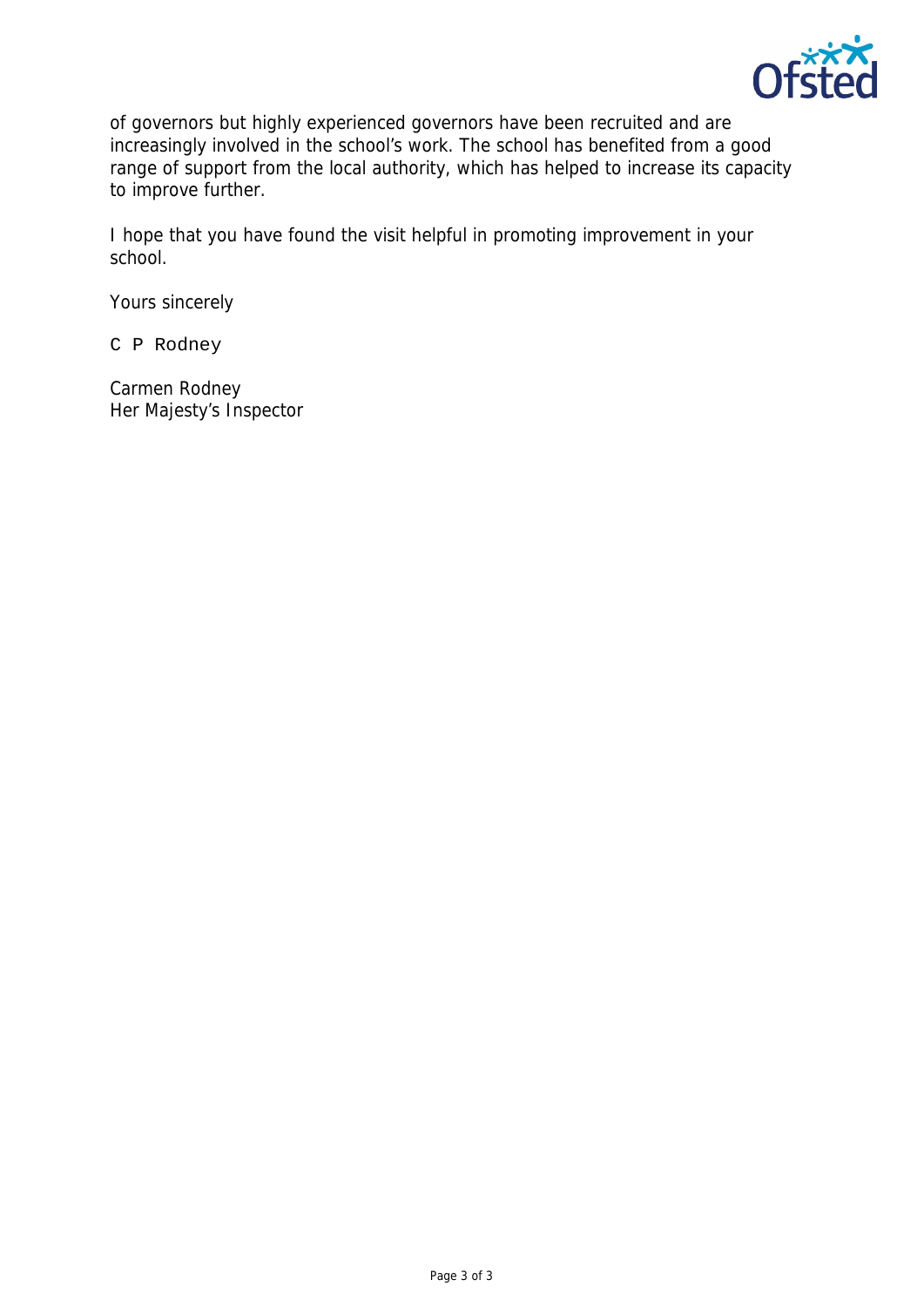of governors but highly experienced governors have been recruited and are increasingly involved in the school's work. The school has benefited from a good range of support from the local authority, which has helped to increase its capacity to improve further.

I hope that you have found the visit helpful in promoting improvement in your school.

Yours sincerely

C P Rodney

Carmen Rodney
Her Majesty's Inspector